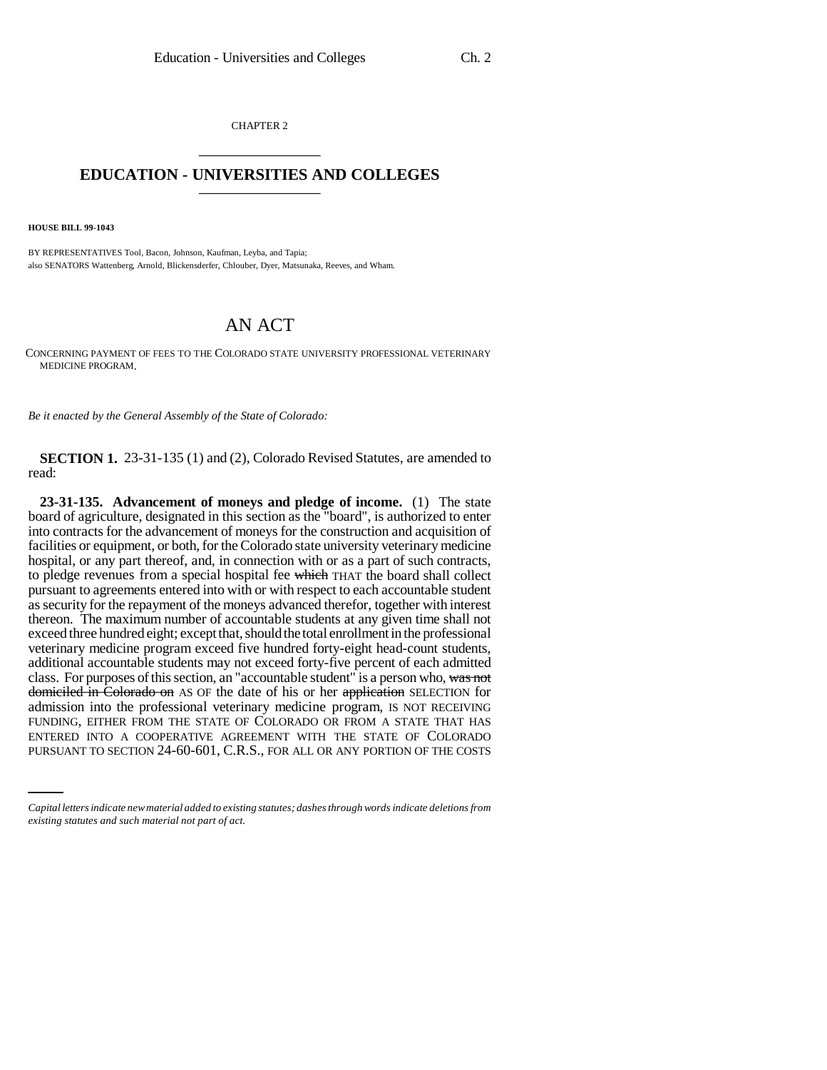CHAPTER 2

# EDUCATION - UNIVERSITIES AND COLLEGES

**HOUSE BILL 99-1043**

BY REPRESENTATIVES Tool, Bacon, Johnson, Kaufman, Leyba, and Tapia;
also SENATORS Wattenberg, Arnold, Blickensderfer, Chlouber, Dyer, Matsunaka, Reeves, and Wham.

## AN ACT

CONCERNING PAYMENT OF FEES TO THE COLORADO STATE UNIVERSITY PROFESSIONAL VETERINARY MEDICINE PROGRAM.

*Be it enacted by the General Assembly of the State of Colorado:*

**SECTION 1.** 23-31-135 (1) and (2), Colorado Revised Statutes, are amended to read:

**23-31-135. Advancement of moneys and pledge of income.** (1) The state board of agriculture, designated in this section as the "board", is authorized to enter into contracts for the advancement of moneys for the construction and acquisition of facilities or equipment, or both, for the Colorado state university veterinary medicine hospital, or any part thereof, and, in connection with or as a part of such contracts, to pledge revenues from a special hospital fee ~~which~~ THAT the board shall collect pursuant to agreements entered into with or with respect to each accountable student as security for the repayment of the moneys advanced therefor, together with interest thereon. The maximum number of accountable students at any given time shall not exceed three hundred eight; except that, should the total enrollment in the professional veterinary medicine program exceed five hundred forty-eight head-count students, additional accountable students may not exceed forty-five percent of each admitted class. For purposes of this section, an "accountable student" is a person who, ~~was not domiciled in Colorado on~~ AS OF the date of his or her ~~application~~ SELECTION for admission into the professional veterinary medicine program, IS NOT RECEIVING FUNDING, EITHER FROM THE STATE OF COLORADO OR FROM A STATE THAT HAS ENTERED INTO A COOPERATIVE AGREEMENT WITH THE STATE OF COLORADO PURSUANT TO SECTION 24-60-601, C.R.S., FOR ALL OR ANY PORTION OF THE COSTS

*Capital letters indicate new material added to existing statutes; dashes through words indicate deletions from existing statutes and such material not part of act.*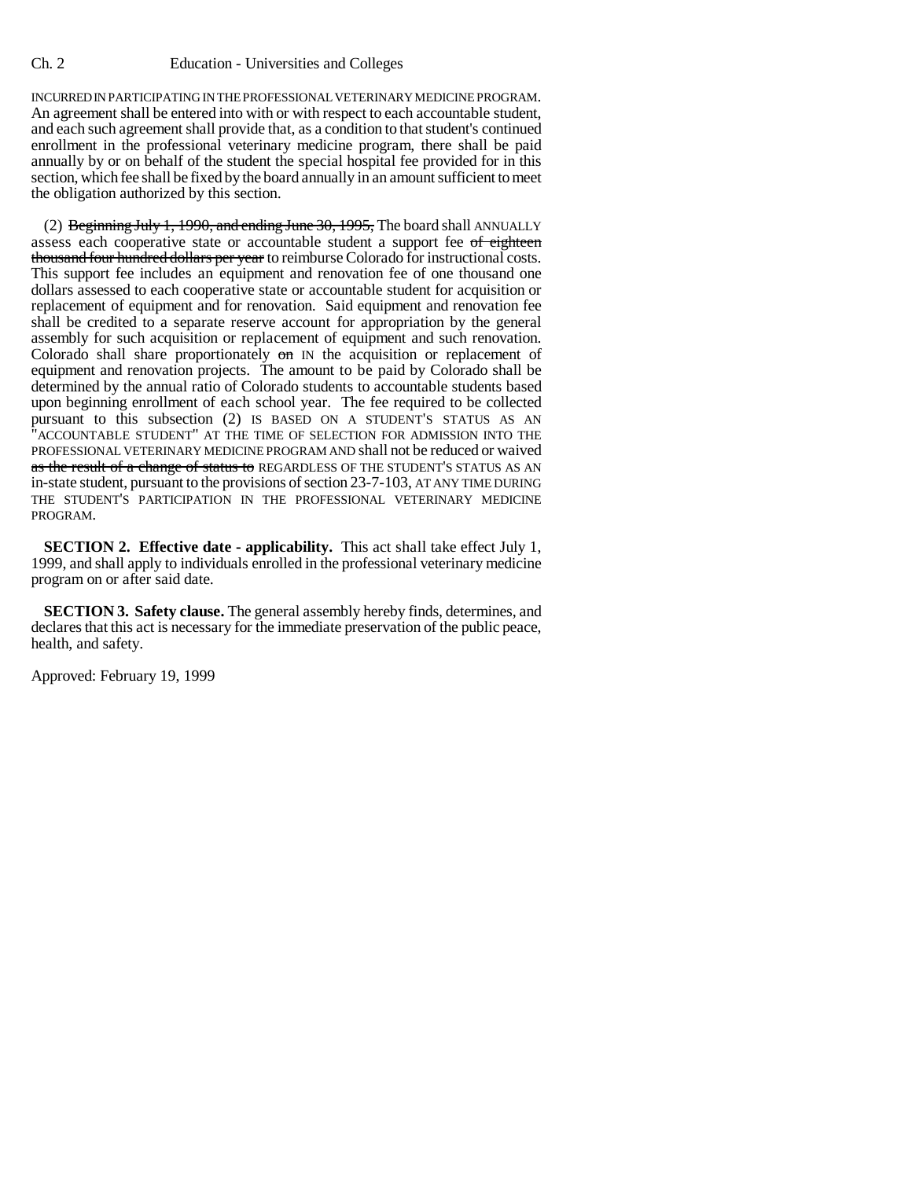INCURRED IN PARTICIPATING IN THE PROFESSIONAL VETERINARY MEDICINE PROGRAM. An agreement shall be entered into with or with respect to each accountable student, and each such agreement shall provide that, as a condition to that student's continued enrollment in the professional veterinary medicine program, there shall be paid annually by or on behalf of the student the special hospital fee provided for in this section, which fee shall be fixed by the board annually in an amount sufficient to meet the obligation authorized by this section.

(2) ~~Beginning July 1, 1990, and ending June 30, 1995,~~ The board shall ANNUALLY assess each cooperative state or accountable student a support fee ~~of eighteen thousand four hundred dollars per year~~ to reimburse Colorado for instructional costs. This support fee includes an equipment and renovation fee of one thousand one dollars assessed to each cooperative state or accountable student for acquisition or replacement of equipment and for renovation. Said equipment and renovation fee shall be credited to a separate reserve account for appropriation by the general assembly for such acquisition or replacement of equipment and such renovation. Colorado shall share proportionately ~~on~~ IN the acquisition or replacement of equipment and renovation projects. The amount to be paid by Colorado shall be determined by the annual ratio of Colorado students to accountable students based upon beginning enrollment of each school year. The fee required to be collected pursuant to this subsection (2) IS BASED ON A STUDENT'S STATUS AS AN "ACCOUNTABLE STUDENT" AT THE TIME OF SELECTION FOR ADMISSION INTO THE PROFESSIONAL VETERINARY MEDICINE PROGRAM AND shall not be reduced or waived ~~as the result of a change of status to~~ REGARDLESS OF THE STUDENT'S STATUS AS AN in-state student, pursuant to the provisions of section 23-7-103, AT ANY TIME DURING THE STUDENT'S PARTICIPATION IN THE PROFESSIONAL VETERINARY MEDICINE PROGRAM.

**SECTION 2. Effective date - applicability.** This act shall take effect July 1, 1999, and shall apply to individuals enrolled in the professional veterinary medicine program on or after said date.

**SECTION 3. Safety clause.** The general assembly hereby finds, determines, and declares that this act is necessary for the immediate preservation of the public peace, health, and safety.

Approved: February 19, 1999